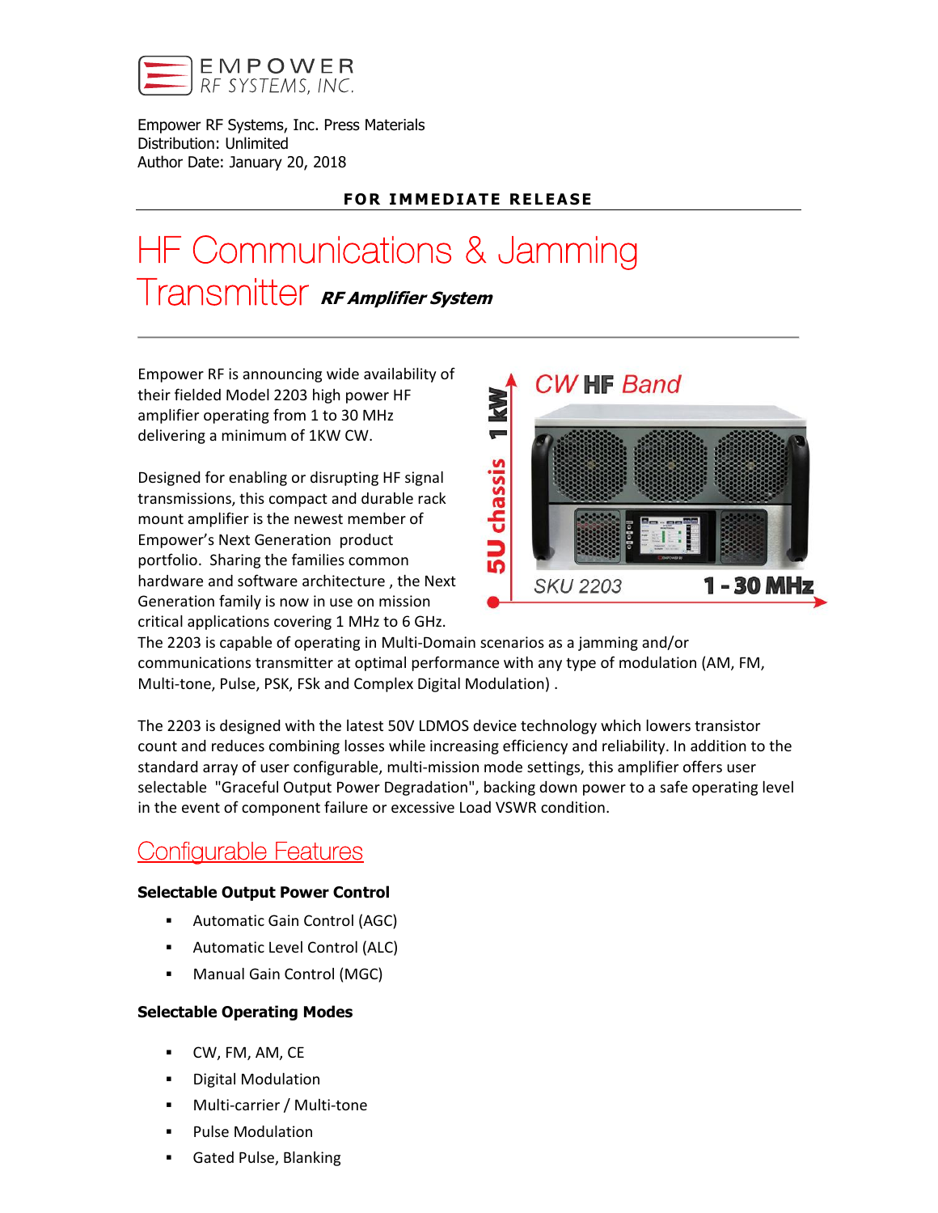Empower RF Systems, Inc. Press Materials
Distribution: Unlimited
Author Date: January 20, 2018

**FOR IMMEDIATE RELEASE**

# HF Communications & Jamming Transmitter *RF Amplifier System*

Empower RF is announcing wide availability of their fielded Model 2203 high power HF amplifier operating from 1 to 30 MHz delivering a minimum of 1KW CW.

Designed for enabling or disrupting HF signal transmissions, this compact and durable rack mount amplifier is the newest member of Empower's Next Generation product portfolio. Sharing the families common hardware and software architecture , the Next Generation family is now in use on mission critical applications covering 1 MHz to 6 GHz. The 2203 is capable of operating in Multi-Domain scenarios as a jamming and/or communications transmitter at optimal performance with any type of modulation (AM, FM, Multi-tone, Pulse, PSK, FSk and Complex Digital Modulation) .

The 2203 is designed with the latest 50V LDMOS device technology which lowers transistor count and reduces combining losses while increasing efficiency and reliability. In addition to the standard array of user configurable, multi-mission mode settings, this amplifier offers user selectable "Graceful Output Power Degradation", backing down power to a safe operating level in the event of component failure or excessive Load VSWR condition.

## Configurable Features

**Selectable Output Power Control**

- Automatic Gain Control (AGC)
- Automatic Level Control (ALC)
- Manual Gain Control (MGC)

**Selectable Operating Modes**

- CW, FM, AM, CE
- Digital Modulation
- Multi-carrier / Multi-tone
- Pulse Modulation
- Gated Pulse, Blanking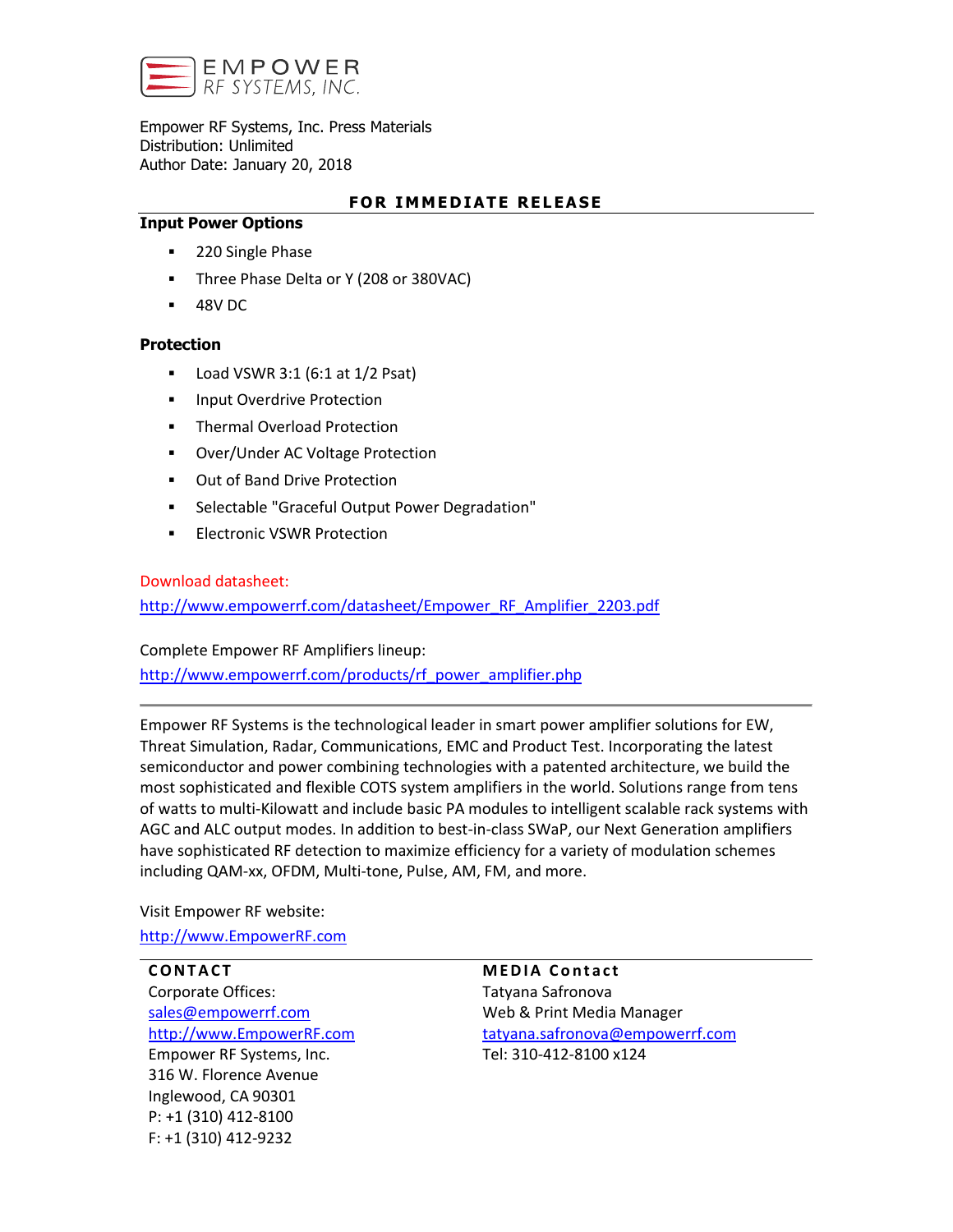Empower RF Systems, Inc. Press Materials
Distribution: Unlimited
Author Date: January 20, 2018

**FOR IMMEDIATE RELEASE**

**Input Power Options**

- 220 Single Phase
- Three Phase Delta or Y (208 or 380VAC)
- 48V DC

**Protection**

- Load VSWR 3:1 (6:1 at 1/2 Psat)
- Input Overdrive Protection
- Thermal Overload Protection
- Over/Under AC Voltage Protection
- Out of Band Drive Protection
- Selectable "Graceful Output Power Degradation"
- Electronic VSWR Protection

Download datasheet:
http://www.empowerrf.com/datasheet/Empower_RF_Amplifier_2203.pdf

Complete Empower RF Amplifiers lineup:
http://www.empowerrf.com/products/rf_power_amplifier.php

---

Empower RF Systems is the technological leader in smart power amplifier solutions for EW, Threat Simulation, Radar, Communications, EMC and Product Test. Incorporating the latest semiconductor and power combining technologies with a patented architecture, we build the most sophisticated and flexible COTS system amplifiers in the world. Solutions range from tens of watts to multi-Kilowatt and include basic PA modules to intelligent scalable rack systems with AGC and ALC output modes. In addition to best-in-class SWaP, our Next Generation amplifiers have sophisticated RF detection to maximize efficiency for a variety of modulation schemes including QAM-xx, OFDM, Multi-tone, Pulse, AM, FM, and more.

Visit Empower RF website:
http://www.EmpowerRF.com

**CONTACT**
Corporate Offices:
sales@empowerrf.com
http://www.EmpowerRF.com
Empower RF Systems, Inc.
316 W. Florence Avenue
Inglewood, CA 90301
P: +1 (310) 412-8100
F: +1 (310) 412-9232

**MEDIA Contact**
Tatyana Safronova
Web & Print Media Manager
tatyana.safronova@empowerrf.com
Tel: 310-412-8100 x124